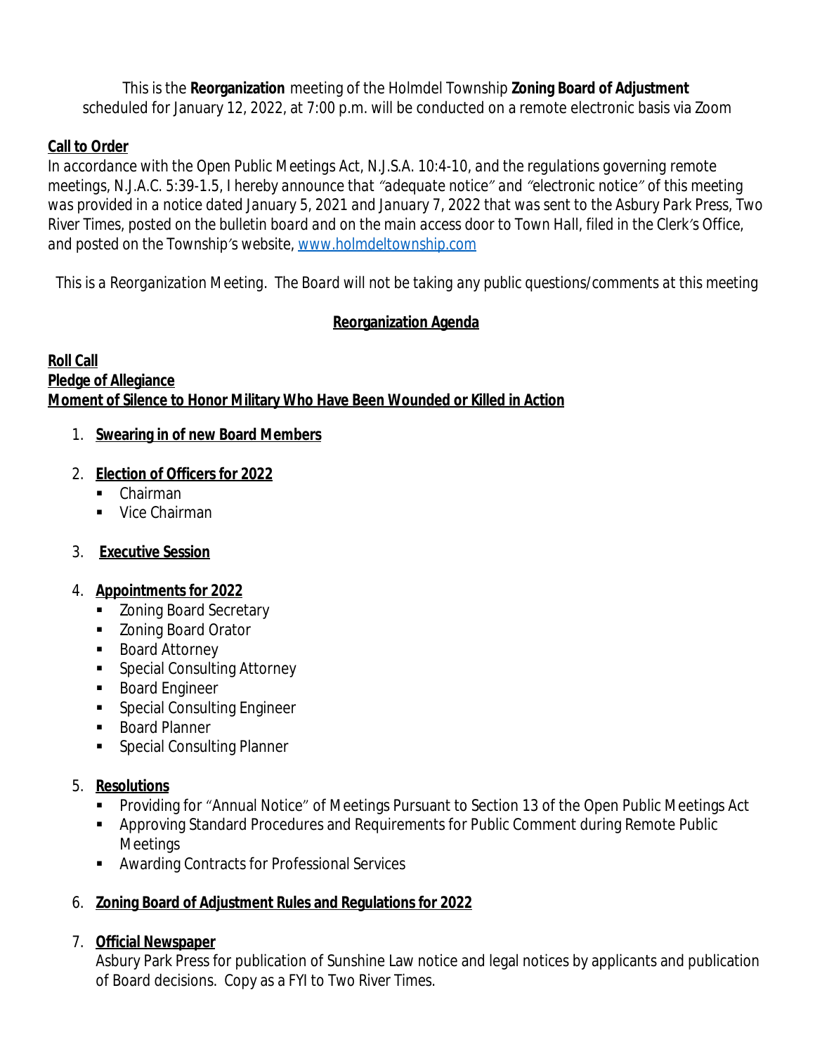This is the **Reorganization** meeting of the Holmdel Township **Zoning Board of Adjustment** scheduled for January 12, 2022, at 7:00 p.m. will be conducted on a remote electronic basis via Zoom

**Call to Order**

In accordance with the Open Public Meetings Act, N.J.S.A. 10:4-10, and the regulations governing remote meetings, N.J.A.C. 5:39-1.5, I hereby announce that "adequate notice" and "electronic notice" of this meeting was provided in a notice dated January 5, 2021 and January 7, 2022 that was sent to the Asbury Park Press, Two River Times, posted on the bulletin board and on the main access door to Town Hall, filed in the Clerk's Office, and posted on the Township's website, [www.holmdeltownship.com](http://www.holmdeltownship.com)

This is a Reorganization Meeting. The Board will not be taking any public questions/comments at this meeting

**Reorganization Agenda**

**Roll Call**
**Pledge of Allegiance**
**Moment of Silence to Honor Military Who Have Been Wounded or Killed in Action**

1. **Swearing in of new Board Members**

2. **Election of Officers for 2022**
   - Chairman
   - Vice Chairman

3. **Executive Session**

4. **Appointments for 2022**
   - Zoning Board Secretary
   - Zoning Board Orator
   - Board Attorney
   - Special Consulting Attorney
   - Board Engineer
   - Special Consulting Engineer
   - Board Planner
   - Special Consulting Planner

5. **Resolutions**
   - Providing for "Annual Notice" of Meetings Pursuant to Section 13 of the Open Public Meetings Act
   - Approving Standard Procedures and Requirements for Public Comment during Remote Public Meetings
   - Awarding Contracts for Professional Services

6. **Zoning Board of Adjustment Rules and Regulations for 2022**

7. **Official Newspaper**
   Asbury Park Press for publication of Sunshine Law notice and legal notices by applicants and publication of Board decisions. Copy as a FYI to Two River Times.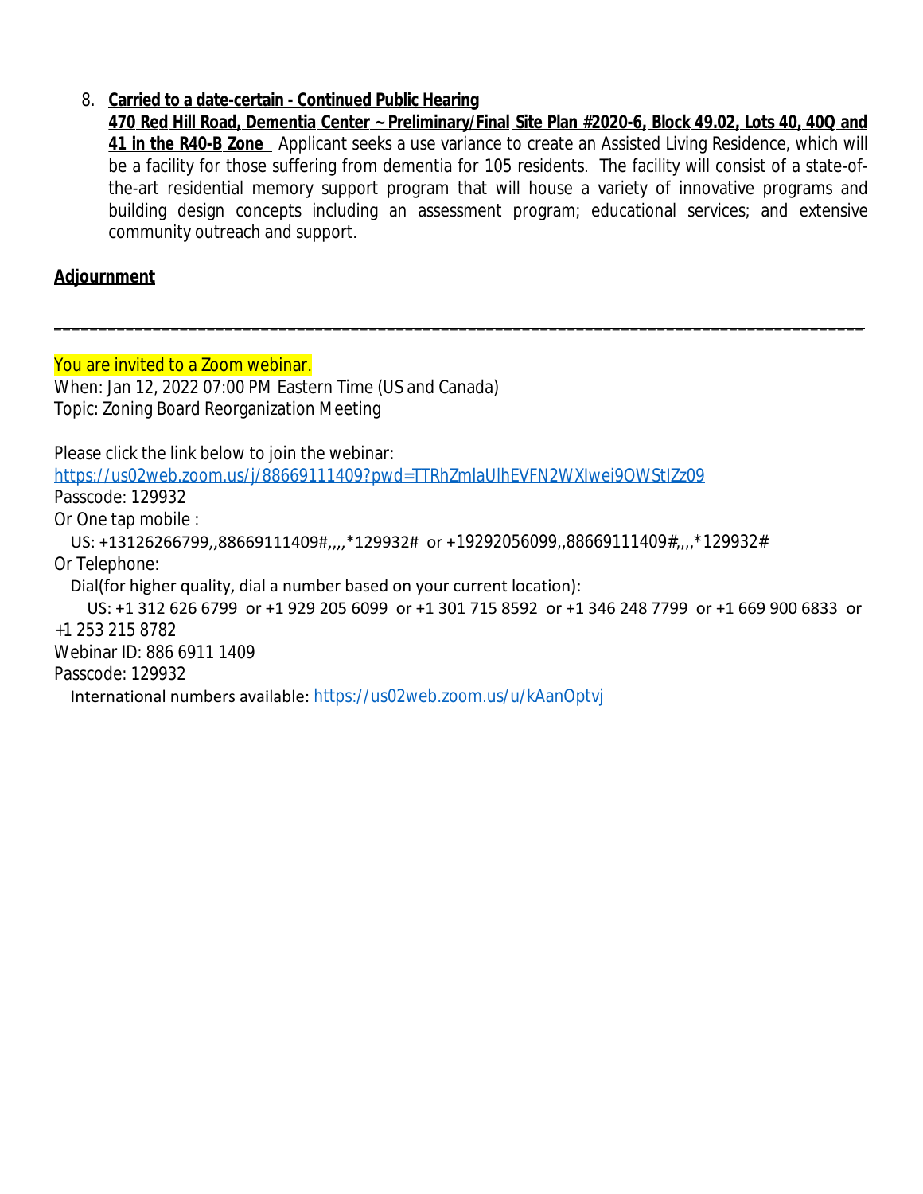8. **Carried to a date-certain - Continued Public Hearing**
   **470 Red Hill Road, Dementia Center ~ Preliminary/Final Site Plan #2020-6, Block 49.02, Lots 40, 40Q and 41 in the R40-B Zone** Applicant seeks a use variance to create an Assisted Living Residence, which will be a facility for those suffering from dementia for 105 residents. The facility will consist of a state-of-the-art residential memory support program that will house a variety of innovative programs and building design concepts including an assessment program; educational services; and extensive community outreach and support.

**Adjournment**

---

You are invited to a Zoom webinar.
When: Jan 12, 2022 07:00 PM Eastern Time (US and Canada)
Topic: Zoning Board Reorganization Meeting

Please click the link below to join the webinar:
https://us02web.zoom.us/j/88669111409?pwd=TTRhZmlaUlhEVFN2WXIwei9OWStIZz09
Passcode: 129932
Or One tap mobile :
US: +13126266799,,88669111409#,,,,*129932# or +19292056099,,88669111409#,,,,*129932#
Or Telephone:
Dial(for higher quality, dial a number based on your current location):
US: +1 312 626 6799 or +1 929 205 6099 or +1 301 715 8592 or +1 346 248 7799 or +1 669 900 6833 or +1 253 215 8782
Webinar ID: 886 6911 1409
Passcode: 129932
International numbers available: https://us02web.zoom.us/u/kAanOptvj